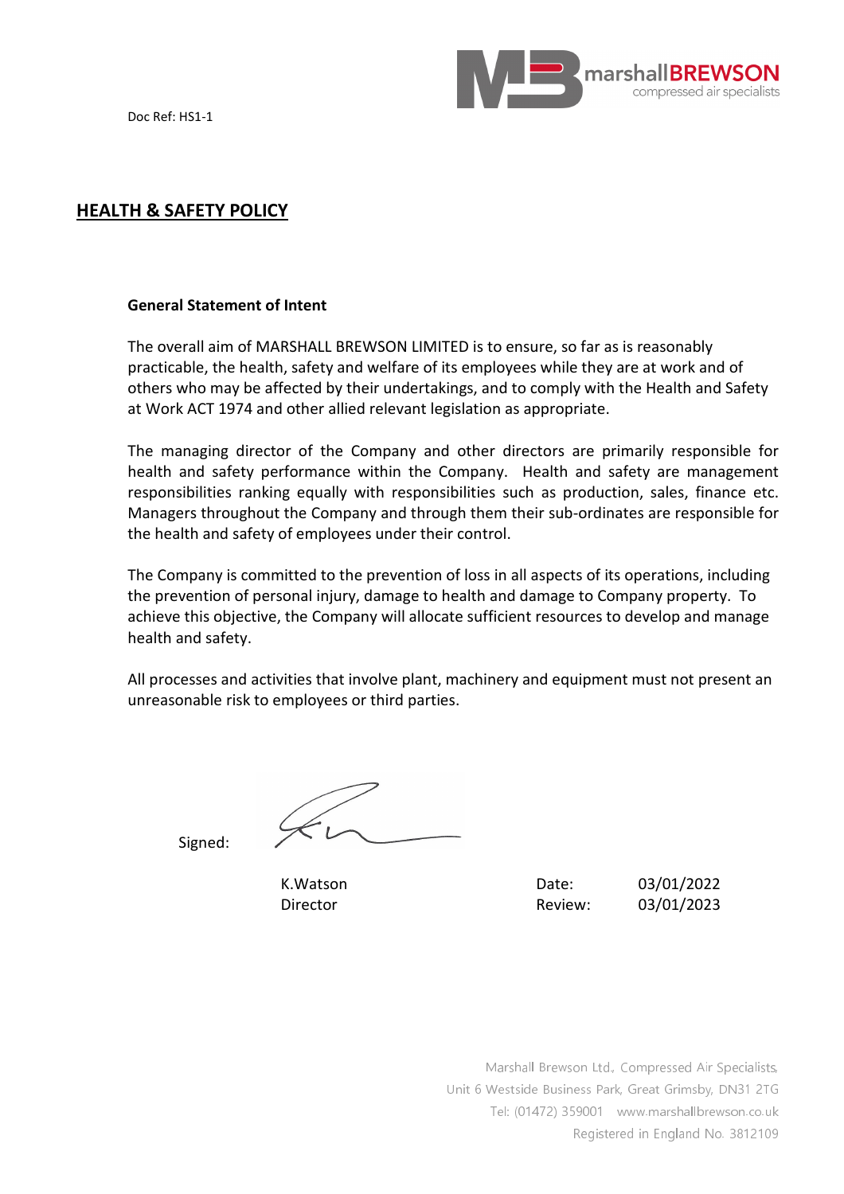Doc Ref: HS1-1

# HEALTH & SAFETY POLICY

**General Statement of Intent**

The overall aim of MARSHALL BREWSON LIMITED is to ensure, so far as is reasonably practicable, the health, safety and welfare of its employees while they are at work and of others who may be affected by their undertakings, and to comply with the Health and Safety at Work ACT 1974 and other allied relevant legislation as appropriate.

The managing director of the Company and other directors are primarily responsible for health and safety performance within the Company. Health and safety are management responsibilities ranking equally with responsibilities such as production, sales, finance etc. Managers throughout the Company and through them their sub-ordinates are responsible for the health and safety of employees under their control.

The Company is committed to the prevention of loss in all aspects of its operations, including the prevention of personal injury, damage to health and damage to Company property. To achieve this objective, the Company will allocate sufficient resources to develop and manage health and safety.

All processes and activities that involve plant, machinery and equipment must not present an unreasonable risk to employees or third parties.

Signed:

K.Watson
Director

Date: 03/01/2022
Review: 03/01/2023

Marshall Brewson Ltd., Compressed Air Specialists,
Unit 6 Westside Business Park, Great Grimsby, DN31 2TG
Tel: (01472) 359001 www.marshallbrewson.co.uk
Registered in England No. 3812109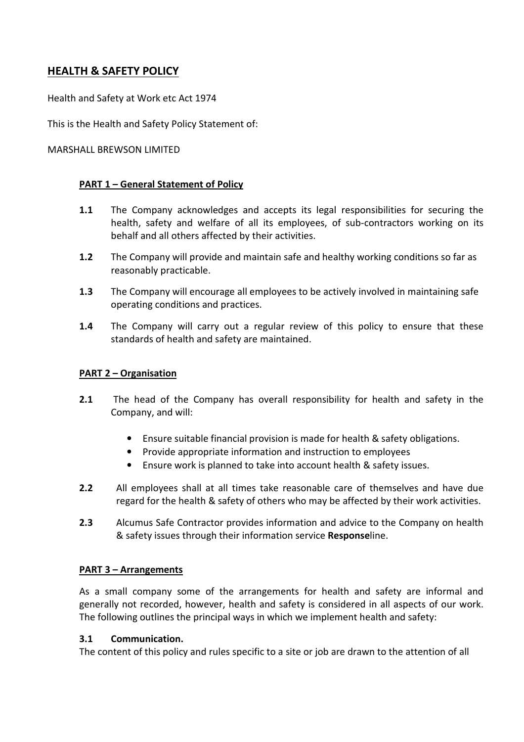## HEALTH & SAFETY POLICY

Health and Safety at Work etc Act 1974

This is the Health and Safety Policy Statement of:

MARSHALL BREWSON LIMITED

### PART 1 – General Statement of Policy

**1.1** The Company acknowledges and accepts its legal responsibilities for securing the health, safety and welfare of all its employees, of sub-contractors working on its behalf and all others affected by their activities.

**1.2** The Company will provide and maintain safe and healthy working conditions so far as reasonably practicable.

**1.3** The Company will encourage all employees to be actively involved in maintaining safe operating conditions and practices.

**1.4** The Company will carry out a regular review of this policy to ensure that these standards of health and safety are maintained.

### PART 2 – Organisation

**2.1** The head of the Company has overall responsibility for health and safety in the Company, and will:

- Ensure suitable financial provision is made for health & safety obligations.
- Provide appropriate information and instruction to employees
- Ensure work is planned to take into account health & safety issues.

**2.2** All employees shall at all times take reasonable care of themselves and have due regard for the health & safety of others who may be affected by their work activities.

**2.3** Alcumus Safe Contractor provides information and advice to the Company on health & safety issues through their information service **Response**line.

### PART 3 – Arrangements

As a small company some of the arrangements for health and safety are informal and generally not recorded, however, health and safety is considered in all aspects of our work. The following outlines the principal ways in which we implement health and safety:

**3.1 Communication.**

The content of this policy and rules specific to a site or job are drawn to the attention of all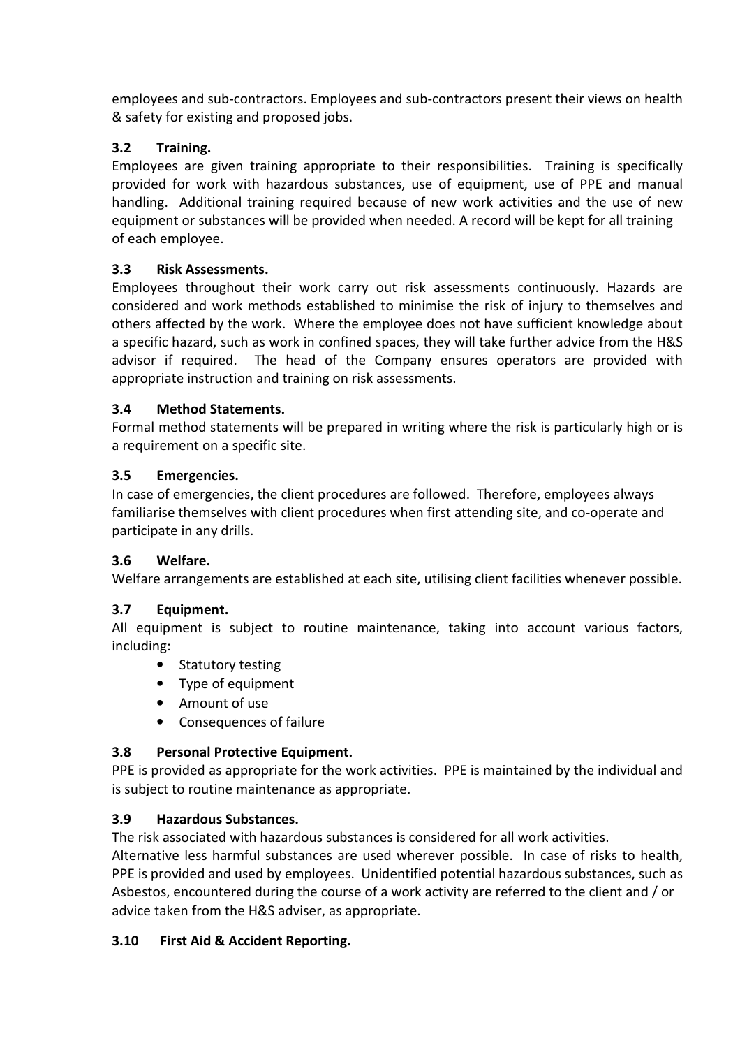employees and sub-contractors. Employees and sub-contractors present their views on health & safety for existing and proposed jobs.

### 3.2 Training.

Employees are given training appropriate to their responsibilities. Training is specifically provided for work with hazardous substances, use of equipment, use of PPE and manual handling. Additional training required because of new work activities and the use of new equipment or substances will be provided when needed. A record will be kept for all training of each employee.

### 3.3 Risk Assessments.

Employees throughout their work carry out risk assessments continuously. Hazards are considered and work methods established to minimise the risk of injury to themselves and others affected by the work. Where the employee does not have sufficient knowledge about a specific hazard, such as work in confined spaces, they will take further advice from the H&S advisor if required. The head of the Company ensures operators are provided with appropriate instruction and training on risk assessments.

### 3.4 Method Statements.

Formal method statements will be prepared in writing where the risk is particularly high or is a requirement on a specific site.

### 3.5 Emergencies.

In case of emergencies, the client procedures are followed. Therefore, employees always familiarise themselves with client procedures when first attending site, and co-operate and participate in any drills.

### 3.6 Welfare.

Welfare arrangements are established at each site, utilising client facilities whenever possible.

### 3.7 Equipment.

All equipment is subject to routine maintenance, taking into account various factors, including:

- Statutory testing
- Type of equipment
- Amount of use
- Consequences of failure

### 3.8 Personal Protective Equipment.

PPE is provided as appropriate for the work activities. PPE is maintained by the individual and is subject to routine maintenance as appropriate.

### 3.9 Hazardous Substances.

The risk associated with hazardous substances is considered for all work activities.
Alternative less harmful substances are used wherever possible. In case of risks to health, PPE is provided and used by employees. Unidentified potential hazardous substances, such as Asbestos, encountered during the course of a work activity are referred to the client and / or advice taken from the H&S adviser, as appropriate.

### 3.10 First Aid & Accident Reporting.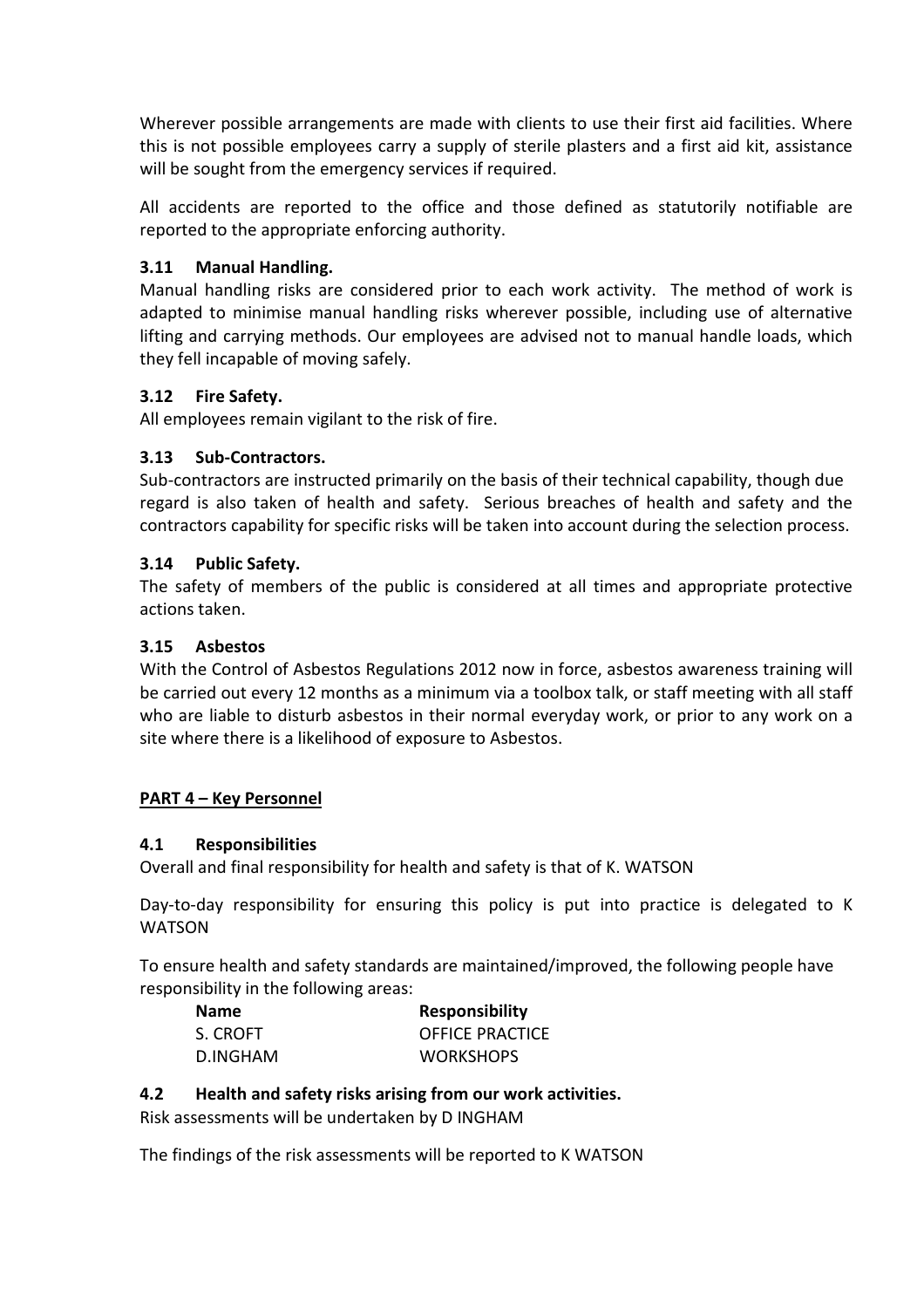Wherever possible arrangements are made with clients to use their first aid facilities. Where this is not possible employees carry a supply of sterile plasters and a first aid kit, assistance will be sought from the emergency services if required.

All accidents are reported to the office and those defined as statutorily notifiable are reported to the appropriate enforcing authority.

### 3.11 Manual Handling.

Manual handling risks are considered prior to each work activity. The method of work is adapted to minimise manual handling risks wherever possible, including use of alternative lifting and carrying methods. Our employees are advised not to manual handle loads, which they fell incapable of moving safely.

### 3.12 Fire Safety.

All employees remain vigilant to the risk of fire.

### 3.13 Sub-Contractors.

Sub-contractors are instructed primarily on the basis of their technical capability, though due regard is also taken of health and safety. Serious breaches of health and safety and the contractors capability for specific risks will be taken into account during the selection process.

### 3.14 Public Safety.

The safety of members of the public is considered at all times and appropriate protective actions taken.

### 3.15 Asbestos

With the Control of Asbestos Regulations 2012 now in force, asbestos awareness training will be carried out every 12 months as a minimum via a toolbox talk, or staff meeting with all staff who are liable to disturb asbestos in their normal everyday work, or prior to any work on a site where there is a likelihood of exposure to Asbestos.

## PART 4 – Key Personnel

### 4.1 Responsibilities

Overall and final responsibility for health and safety is that of K. WATSON

Day-to-day responsibility for ensuring this policy is put into practice is delegated to K WATSON

To ensure health and safety standards are maintained/improved, the following people have responsibility in the following areas:

| Name | Responsibility |
|---|---|
| S. CROFT | OFFICE PRACTICE |
| D.INGHAM | WORKSHOPS |

### 4.2 Health and safety risks arising from our work activities.

Risk assessments will be undertaken by D INGHAM

The findings of the risk assessments will be reported to K WATSON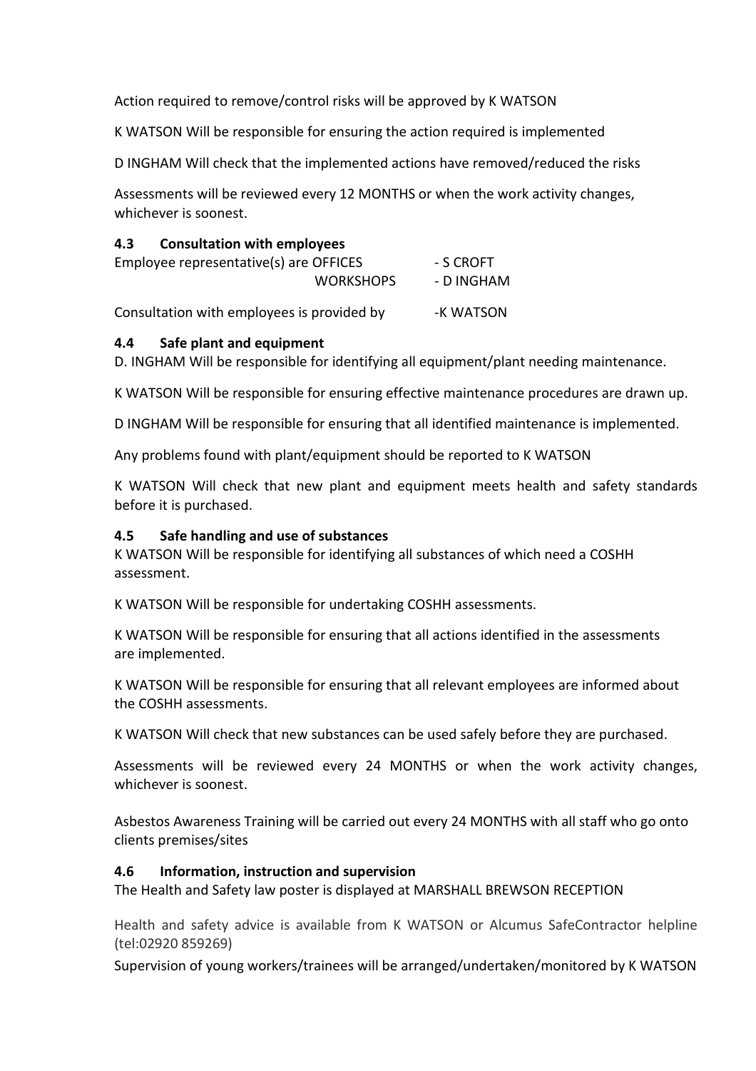Action required to remove/control risks will be approved by K WATSON

K WATSON Will be responsible for ensuring the action required is implemented

D INGHAM Will check that the implemented actions have removed/reduced the risks

Assessments will be reviewed every 12 MONTHS or when the work activity changes, whichever is soonest.

### 4.3 Consultation with employees

Employee representative(s) are OFFICES - S CROFT
WORKSHOPS - D INGHAM

Consultation with employees is provided by -K WATSON

### 4.4 Safe plant and equipment

D. INGHAM Will be responsible for identifying all equipment/plant needing maintenance.

K WATSON Will be responsible for ensuring effective maintenance procedures are drawn up.

D INGHAM Will be responsible for ensuring that all identified maintenance is implemented.

Any problems found with plant/equipment should be reported to K WATSON

K WATSON Will check that new plant and equipment meets health and safety standards before it is purchased.

### 4.5 Safe handling and use of substances

K WATSON Will be responsible for identifying all substances of which need a COSHH assessment.

K WATSON Will be responsible for undertaking COSHH assessments.

K WATSON Will be responsible for ensuring that all actions identified in the assessments are implemented.

K WATSON Will be responsible for ensuring that all relevant employees are informed about the COSHH assessments.

K WATSON Will check that new substances can be used safely before they are purchased.

Assessments will be reviewed every 24 MONTHS or when the work activity changes, whichever is soonest.

Asbestos Awareness Training will be carried out every 24 MONTHS with all staff who go onto clients premises/sites

### 4.6 Information, instruction and supervision

The Health and Safety law poster is displayed at MARSHALL BREWSON RECEPTION

Health and safety advice is available from K WATSON or Alcumus SafeContractor helpline (tel:02920 859269)

Supervision of young workers/trainees will be arranged/undertaken/monitored by K WATSON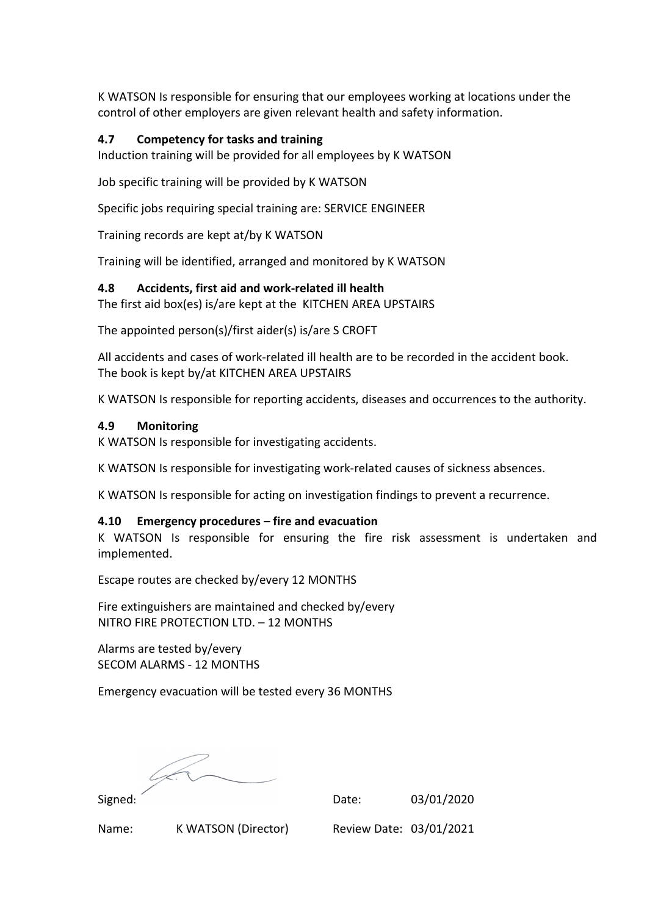K WATSON Is responsible for ensuring that our employees working at locations under the control of other employers are given relevant health and safety information.

### 4.7 Competency for tasks and training

Induction training will be provided for all employees by K WATSON

Job specific training will be provided by K WATSON

Specific jobs requiring special training are: SERVICE ENGINEER

Training records are kept at/by K WATSON

Training will be identified, arranged and monitored by K WATSON

### 4.8 Accidents, first aid and work-related ill health

The first aid box(es) is/are kept at the KITCHEN AREA UPSTAIRS

The appointed person(s)/first aider(s) is/are S CROFT

All accidents and cases of work-related ill health are to be recorded in the accident book.
The book is kept by/at KITCHEN AREA UPSTAIRS

K WATSON Is responsible for reporting accidents, diseases and occurrences to the authority.

### 4.9 Monitoring

K WATSON Is responsible for investigating accidents.

K WATSON Is responsible for investigating work-related causes of sickness absences.

K WATSON Is responsible for acting on investigation findings to prevent a recurrence.

### 4.10 Emergency procedures – fire and evacuation

K WATSON Is responsible for ensuring the fire risk assessment is undertaken and implemented.

Escape routes are checked by/every 12 MONTHS

Fire extinguishers are maintained and checked by/every
NITRO FIRE PROTECTION LTD. – 12 MONTHS

Alarms are tested by/every
SECOM ALARMS - 12 MONTHS

Emergency evacuation will be tested every 36 MONTHS

Signed: Date: 03/01/2020

Name: K WATSON (Director) Review Date: 03/01/2021